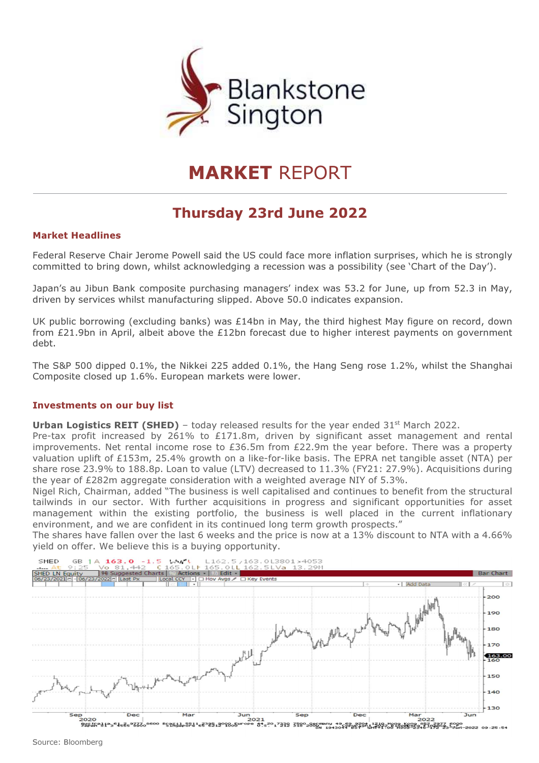# MARKET REPORT

## Thursday 23rd June 2022

### Market Headlines

Federal Reserve Chair Jerome Powell said the US could face more inflation surprises, which he is strongly committed to bring down, whilst acknowledging a recession was a possibility (see 'Chart of the Day').

Japan's au Jibun Bank composite purchasing managers' index was 53.2 for June, up from 52.3 in May, driven by services whilst manufacturing slipped. Above 50.0 indicates expansion.

UK public borrowing (excluding banks) was £14bn in May, the third highest May figure on record, down from £21.9bn in April, albeit above the £12bn forecast due to higher interest payments on government debt.

The S&P 500 dipped 0.1%, the Nikkei 225 added 0.1%, the Hang Seng rose 1.2%, whilst the Shanghai Composite closed up 1.6%. European markets were lower.

### Investments on our buy list

**Urban Logistics REIT (SHED)** – today released results for the year ended 31st March 2022.

Pre-tax profit increased by 261% to £171.8m, driven by significant asset management and rental improvements. Net rental income rose to £36.5m from £22.9m the year before. There was a property valuation uplift of £153m, 25.4% growth on a like-for-like basis. The EPRA net tangible asset (NTA) per share rose 23.9% to 188.8p. Loan to value (LTV) decreased to 11.3% (FY21: 27.9%). Acquisitions during the year of £282m aggregate consideration with a weighted average NIY of 5.3%.

Nigel Rich, Chairman, added "The business is well capitalised and continues to benefit from the structural tailwinds in our sector. With further acquisitions in progress and significant opportunities for asset management within the existing portfolio, the business is well placed in the current inflationary environment, and we are confident in its continued long term growth prospects."

The shares have fallen over the last 6 weeks and the price is now at a 13% discount to NTA with a 4.66% yield on offer. We believe this is a buying opportunity.

Source: Bloomberg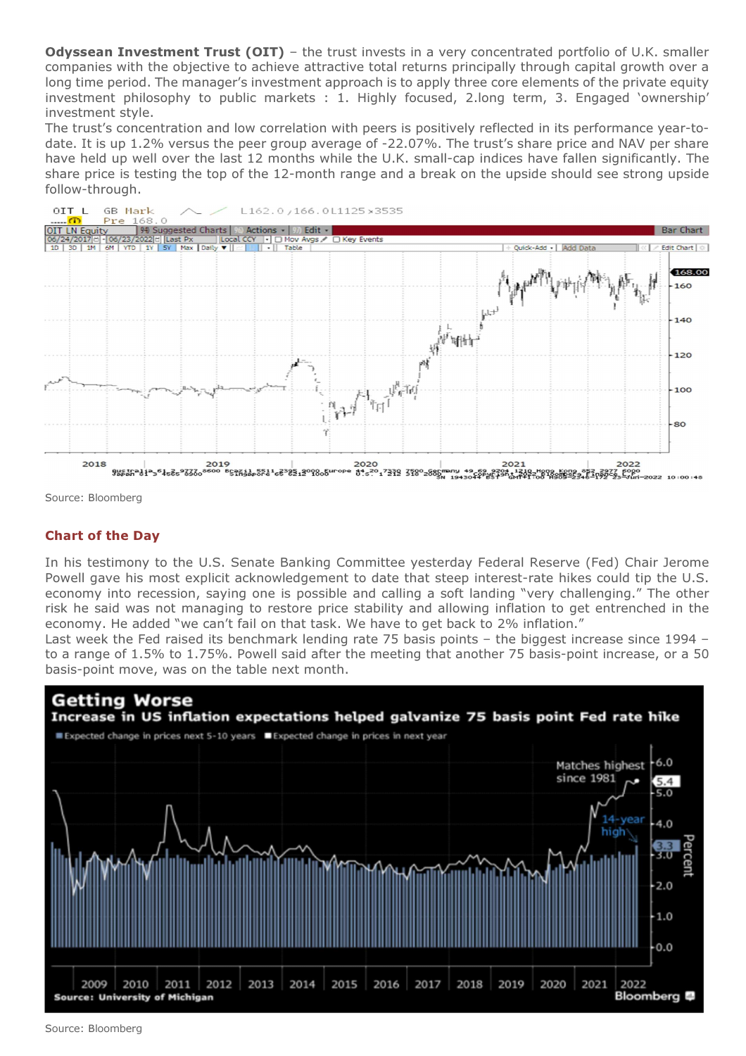**Odyssean Investment Trust (OIT)** – the trust invests in a very concentrated portfolio of U.K. smaller companies with the objective to achieve attractive total returns principally through capital growth over a long time period. The manager's investment approach is to apply three core elements of the private equity investment philosophy to public markets : 1. Highly focused, 2.long term, 3. Engaged 'ownership' investment style.

The trust's concentration and low correlation with peers is positively reflected in its performance year-to-date. It is up 1.2% versus the peer group average of -22.07%. The trust's share price and NAV per share have held up well over the last 12 months while the U.K. small-cap indices have fallen significantly. The share price is testing the top of the 12-month range and a break on the upside should see strong upside follow-through.

Source: Bloomberg

## Chart of the Day

In his testimony to the U.S. Senate Banking Committee yesterday Federal Reserve (Fed) Chair Jerome Powell gave his most explicit acknowledgement to date that steep interest-rate hikes could tip the U.S. economy into recession, saying one is possible and calling a soft landing "very challenging." The other risk he said was not managing to restore price stability and allowing inflation to get entrenched in the economy. He added "we can't fail on that task. We have to get back to 2% inflation."

Last week the Fed raised its benchmark lending rate 75 basis points – the biggest increase since 1994 – to a range of 1.5% to 1.75%. Powell said after the meeting that another 75 basis-point increase, or a 50 basis-point move, was on the table next month.

Source: Bloomberg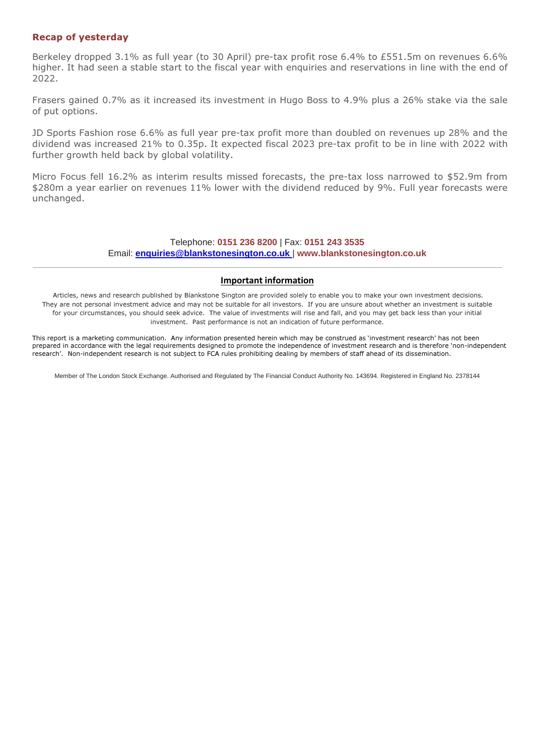## Recap of yesterday

Berkeley dropped 3.1% as full year (to 30 April) pre-tax profit rose 6.4% to £551.5m on revenues 6.6% higher. It had seen a stable start to the fiscal year with enquiries and reservations in line with the end of 2022.

Frasers gained 0.7% as it increased its investment in Hugo Boss to 4.9% plus a 26% stake via the sale of put options.

JD Sports Fashion rose 6.6% as full year pre-tax profit more than doubled on revenues up 28% and the dividend was increased 21% to 0.35p. It expected fiscal 2023 pre-tax profit to be in line with 2022 with further growth held back by global volatility.

Micro Focus fell 16.2% as interim results missed forecasts, the pre-tax loss narrowed to $52.9m from $280m a year earlier on revenues 11% lower with the dividend reduced by 9%. Full year forecasts were unchanged.

Telephone: **0151 236 8200** | Fax: **0151 243 3535**
Email: **enquiries@blankstonesington.co.uk** | **www.blankstonesington.co.uk**

---

**Important information**

Articles, news and research published by Blankstone Sington are provided solely to enable you to make your own investment decisions. They are not personal investment advice and may not be suitable for all investors. If you are unsure about whether an investment is suitable for your circumstances, you should seek advice. The value of investments will rise and fall, and you may get back less than your initial investment. Past performance is not an indication of future performance.

This report is a marketing communication. Any information presented herein which may be construed as 'investment research' has not been prepared in accordance with the legal requirements designed to promote the independence of investment research and is therefore 'non-independent research'. Non-independent research is not subject to FCA rules prohibiting dealing by members of staff ahead of its dissemination.

Member of The London Stock Exchange. Authorised and Regulated by The Financial Conduct Authority No. 143694. Registered in England No. 2378144